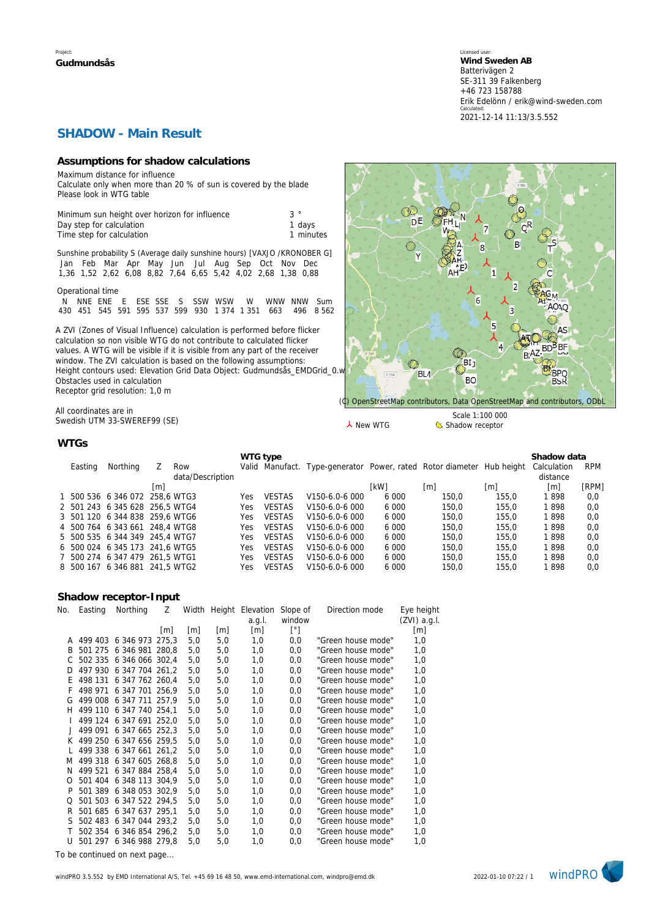Project:
**Gudmundsås**

Licensed user:
**Wind Sweden AB**
Batterivägen 2
SE-311 39 Falkenberg
+46 723 158788
Erik Edelönn / erik@wind-sweden.com
Calculated:
2021-12-14 11:13/3.5.552

# SHADOW - Main Result

## Assumptions for shadow calculations

Maximum distance for influence
Calculate only when more than 20 % of sun is covered by the blade
Please look in WTG table

| | |
|---|---|
| Minimum sun height over horizon for influence | 3 ° |
| Day step for calculation | 1 days |
| Time step for calculation | 1 minutes |

Sunshine probability S (Average daily sunshine hours) [VAXJO /KRONOBER G]

| Jan | Feb | Mar | Apr | May | Jun | Jul | Aug | Sep | Oct | Nov | Dec |
|---|---|---|---|---|---|---|---|---|---|---|---|
| 1,36 | 1,52 | 2,62 | 6,08 | 8,82 | 7,64 | 6,65 | 5,42 | 4,02 | 2,68 | 1,38 | 0,88 |

Operational time

| N | NNE | ENE | E | ESE | SSE | S | SSW | WSW | W | WNW | NNW | Sum |
|---|---|---|---|---|---|---|---|---|---|---|---|---|
| 430 | 451 | 545 | 591 | 595 | 537 | 599 | 930 | 1 374 | 1 351 | 663 | 496 | 8 562 |

A ZVI (Zones of Visual Influence) calculation is performed before flicker calculation so non visible WTG do not contribute to calculated flicker values. A WTG will be visible if it is visible from any part of the receiver window. The ZVI calculation is based on the following assumptions:
Height contours used: Elevation Grid Data Object: Gudmundsås_EMDGrid_0.w
Obstacles used in calculation
Receptor grid resolution: 1,0 m

All coordinates are in
Swedish UTM 33-SWEREF99 (SE)

(C) OpenStreetMap contributors, Data OpenStreetMap and contributors, ODbL

Scale 1:100 000

New WTG    Shadow receptor

## WTGs

| | Easting | Northing | Z | Row data/Description | WTG type Valid | Manufact. | Type-generator | Power, rated | Rotor diameter | Hub height | Shadow data Calculation distance | RPM |
|---|---|---|---|---|---|---|---|---|---|---|---|---|
| | | | [m] | | | | | [kW] | [m] | [m] | [m] | [RPM] |
| 1 | 500 536 | 6 346 072 | 258,6 | WTG3 | Yes | VESTAS | V150-6.0-6 000 | 6 000 | 150,0 | 155,0 | 1 898 | 0,0 |
| 2 | 501 243 | 6 345 628 | 256,5 | WTG4 | Yes | VESTAS | V150-6.0-6 000 | 6 000 | 150,0 | 155,0 | 1 898 | 0,0 |
| 3 | 501 120 | 6 344 838 | 259,6 | WTG6 | Yes | VESTAS | V150-6.0-6 000 | 6 000 | 150,0 | 155,0 | 1 898 | 0,0 |
| 4 | 500 764 | 6 343 661 | 248,4 | WTG8 | Yes | VESTAS | V150-6.0-6 000 | 6 000 | 150,0 | 155,0 | 1 898 | 0,0 |
| 5 | 500 535 | 6 344 349 | 245,4 | WTG7 | Yes | VESTAS | V150-6.0-6 000 | 6 000 | 150,0 | 155,0 | 1 898 | 0,0 |
| 6 | 500 024 | 6 345 173 | 241,6 | WTG5 | Yes | VESTAS | V150-6.0-6 000 | 6 000 | 150,0 | 155,0 | 1 898 | 0,0 |
| 7 | 500 274 | 6 347 479 | 261,5 | WTG1 | Yes | VESTAS | V150-6.0-6 000 | 6 000 | 150,0 | 155,0 | 1 898 | 0,0 |
| 8 | 500 167 | 6 346 881 | 241,5 | WTG2 | Yes | VESTAS | V150-6.0-6 000 | 6 000 | 150,0 | 155,0 | 1 898 | 0,0 |

## Shadow receptor-Input

| No. | Easting | Northing | Z | Width | Height | Elevation a.g.l. | Slope of window | Direction mode | Eye height (ZVI) a.g.l. |
|---|---|---|---|---|---|---|---|---|---|
| | | | [m] | [m] | [m] | [m] | [°] | | [m] |
| A | 499 403 | 6 346 973 | 275,3 | 5,0 | 5,0 | 1,0 | 0,0 | "Green house mode" | 1,0 |
| B | 501 275 | 6 346 981 | 280,8 | 5,0 | 5,0 | 1,0 | 0,0 | "Green house mode" | 1,0 |
| C | 502 335 | 6 346 066 | 302,4 | 5,0 | 5,0 | 1,0 | 0,0 | "Green house mode" | 1,0 |
| D | 497 930 | 6 347 704 | 261,2 | 5,0 | 5,0 | 1,0 | 0,0 | "Green house mode" | 1,0 |
| E | 498 131 | 6 347 762 | 260,4 | 5,0 | 5,0 | 1,0 | 0,0 | "Green house mode" | 1,0 |
| F | 498 971 | 6 347 701 | 256,9 | 5,0 | 5,0 | 1,0 | 0,0 | "Green house mode" | 1,0 |
| G | 499 008 | 6 347 711 | 257,9 | 5,0 | 5,0 | 1,0 | 0,0 | "Green house mode" | 1,0 |
| H | 499 110 | 6 347 740 | 254,1 | 5,0 | 5,0 | 1,0 | 0,0 | "Green house mode" | 1,0 |
| I | 499 124 | 6 347 691 | 252,0 | 5,0 | 5,0 | 1,0 | 0,0 | "Green house mode" | 1,0 |
| J | 499 091 | 6 347 665 | 252,3 | 5,0 | 5,0 | 1,0 | 0,0 | "Green house mode" | 1,0 |
| K | 499 250 | 6 347 656 | 259,5 | 5,0 | 5,0 | 1,0 | 0,0 | "Green house mode" | 1,0 |
| L | 499 338 | 6 347 661 | 261,2 | 5,0 | 5,0 | 1,0 | 0,0 | "Green house mode" | 1,0 |
| M | 499 318 | 6 347 605 | 268,8 | 5,0 | 5,0 | 1,0 | 0,0 | "Green house mode" | 1,0 |
| N | 499 521 | 6 347 884 | 258,4 | 5,0 | 5,0 | 1,0 | 0,0 | "Green house mode" | 1,0 |
| O | 501 404 | 6 348 113 | 304,9 | 5,0 | 5,0 | 1,0 | 0,0 | "Green house mode" | 1,0 |
| P | 501 389 | 6 348 053 | 302,9 | 5,0 | 5,0 | 1,0 | 0,0 | "Green house mode" | 1,0 |
| Q | 501 503 | 6 347 522 | 294,5 | 5,0 | 5,0 | 1,0 | 0,0 | "Green house mode" | 1,0 |
| R | 501 685 | 6 347 637 | 295,1 | 5,0 | 5,0 | 1,0 | 0,0 | "Green house mode" | 1,0 |
| S | 502 483 | 6 347 044 | 293,2 | 5,0 | 5,0 | 1,0 | 0,0 | "Green house mode" | 1,0 |
| T | 502 354 | 6 346 854 | 296,2 | 5,0 | 5,0 | 1,0 | 0,0 | "Green house mode" | 1,0 |
| U | 501 297 | 6 346 988 | 279,8 | 5,0 | 5,0 | 1,0 | 0,0 | "Green house mode" | 1,0 |

To be continued on next page...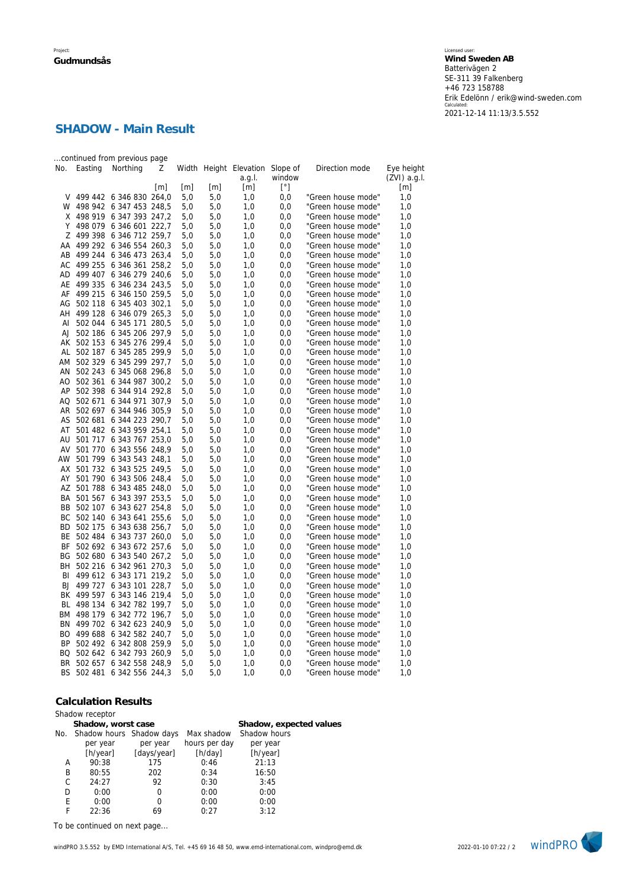## SHADOW - Main Result

...continued from previous page

| No. | Easting | Northing | Z | Width | Height | Elevation a.g.l. | Slope of window | Direction mode | Eye height (ZVI) a.g.l. |
|---|---|---|---|---|---|---|---|---|---|
| | | | [m] | [m] | [m] | [m] | [°] | | [m] |
| V | 499 442 | 6 346 830 | 264,0 | 5,0 | 5,0 | 1,0 | 0,0 | "Green house mode" | 1,0 |
| W | 498 942 | 6 347 453 | 248,5 | 5,0 | 5,0 | 1,0 | 0,0 | "Green house mode" | 1,0 |
| X | 498 919 | 6 347 393 | 247,2 | 5,0 | 5,0 | 1,0 | 0,0 | "Green house mode" | 1,0 |
| Y | 498 079 | 6 346 601 | 222,7 | 5,0 | 5,0 | 1,0 | 0,0 | "Green house mode" | 1,0 |
| Z | 499 398 | 6 346 712 | 259,7 | 5,0 | 5,0 | 1,0 | 0,0 | "Green house mode" | 1,0 |
| AA | 499 292 | 6 346 554 | 260,3 | 5,0 | 5,0 | 1,0 | 0,0 | "Green house mode" | 1,0 |
| AB | 499 244 | 6 346 473 | 263,4 | 5,0 | 5,0 | 1,0 | 0,0 | "Green house mode" | 1,0 |
| AC | 499 255 | 6 346 361 | 258,2 | 5,0 | 5,0 | 1,0 | 0,0 | "Green house mode" | 1,0 |
| AD | 499 407 | 6 346 279 | 240,6 | 5,0 | 5,0 | 1,0 | 0,0 | "Green house mode" | 1,0 |
| AE | 499 335 | 6 346 234 | 243,5 | 5,0 | 5,0 | 1,0 | 0,0 | "Green house mode" | 1,0 |
| AF | 499 215 | 6 346 150 | 259,5 | 5,0 | 5,0 | 1,0 | 0,0 | "Green house mode" | 1,0 |
| AG | 502 118 | 6 345 403 | 302,1 | 5,0 | 5,0 | 1,0 | 0,0 | "Green house mode" | 1,0 |
| AH | 499 128 | 6 346 079 | 265,3 | 5,0 | 5,0 | 1,0 | 0,0 | "Green house mode" | 1,0 |
| AI | 502 044 | 6 345 171 | 280,5 | 5,0 | 5,0 | 1,0 | 0,0 | "Green house mode" | 1,0 |
| AJ | 502 186 | 6 345 206 | 297,9 | 5,0 | 5,0 | 1,0 | 0,0 | "Green house mode" | 1,0 |
| AK | 502 153 | 6 345 276 | 299,4 | 5,0 | 5,0 | 1,0 | 0,0 | "Green house mode" | 1,0 |
| AL | 502 187 | 6 345 285 | 299,9 | 5,0 | 5,0 | 1,0 | 0,0 | "Green house mode" | 1,0 |
| AM | 502 329 | 6 345 299 | 297,7 | 5,0 | 5,0 | 1,0 | 0,0 | "Green house mode" | 1,0 |
| AN | 502 243 | 6 345 068 | 296,8 | 5,0 | 5,0 | 1,0 | 0,0 | "Green house mode" | 1,0 |
| AO | 502 361 | 6 344 987 | 300,2 | 5,0 | 5,0 | 1,0 | 0,0 | "Green house mode" | 1,0 |
| AP | 502 398 | 6 344 914 | 292,8 | 5,0 | 5,0 | 1,0 | 0,0 | "Green house mode" | 1,0 |
| AQ | 502 671 | 6 344 971 | 307,9 | 5,0 | 5,0 | 1,0 | 0,0 | "Green house mode" | 1,0 |
| AR | 502 697 | 6 344 946 | 305,9 | 5,0 | 5,0 | 1,0 | 0,0 | "Green house mode" | 1,0 |
| AS | 502 681 | 6 344 223 | 290,7 | 5,0 | 5,0 | 1,0 | 0,0 | "Green house mode" | 1,0 |
| AT | 501 482 | 6 343 959 | 254,1 | 5,0 | 5,0 | 1,0 | 0,0 | "Green house mode" | 1,0 |
| AU | 501 717 | 6 343 767 | 253,0 | 5,0 | 5,0 | 1,0 | 0,0 | "Green house mode" | 1,0 |
| AV | 501 770 | 6 343 556 | 248,9 | 5,0 | 5,0 | 1,0 | 0,0 | "Green house mode" | 1,0 |
| AW | 501 799 | 6 343 543 | 248,1 | 5,0 | 5,0 | 1,0 | 0,0 | "Green house mode" | 1,0 |
| AX | 501 732 | 6 343 525 | 249,5 | 5,0 | 5,0 | 1,0 | 0,0 | "Green house mode" | 1,0 |
| AY | 501 790 | 6 343 506 | 248,4 | 5,0 | 5,0 | 1,0 | 0,0 | "Green house mode" | 1,0 |
| AZ | 501 788 | 6 343 485 | 248,0 | 5,0 | 5,0 | 1,0 | 0,0 | "Green house mode" | 1,0 |
| BA | 501 567 | 6 343 397 | 253,5 | 5,0 | 5,0 | 1,0 | 0,0 | "Green house mode" | 1,0 |
| BB | 502 107 | 6 343 627 | 254,8 | 5,0 | 5,0 | 1,0 | 0,0 | "Green house mode" | 1,0 |
| BC | 502 140 | 6 343 641 | 255,6 | 5,0 | 5,0 | 1,0 | 0,0 | "Green house mode" | 1,0 |
| BD | 502 175 | 6 343 638 | 256,7 | 5,0 | 5,0 | 1,0 | 0,0 | "Green house mode" | 1,0 |
| BE | 502 484 | 6 343 737 | 260,0 | 5,0 | 5,0 | 1,0 | 0,0 | "Green house mode" | 1,0 |
| BF | 502 692 | 6 343 672 | 257,6 | 5,0 | 5,0 | 1,0 | 0,0 | "Green house mode" | 1,0 |
| BG | 502 680 | 6 343 540 | 267,2 | 5,0 | 5,0 | 1,0 | 0,0 | "Green house mode" | 1,0 |
| BH | 502 216 | 6 342 961 | 270,3 | 5,0 | 5,0 | 1,0 | 0,0 | "Green house mode" | 1,0 |
| BI | 499 612 | 6 343 171 | 219,2 | 5,0 | 5,0 | 1,0 | 0,0 | "Green house mode" | 1,0 |
| BJ | 499 727 | 6 343 101 | 228,7 | 5,0 | 5,0 | 1,0 | 0,0 | "Green house mode" | 1,0 |
| BK | 499 597 | 6 343 146 | 219,4 | 5,0 | 5,0 | 1,0 | 0,0 | "Green house mode" | 1,0 |
| BL | 498 134 | 6 342 782 | 199,7 | 5,0 | 5,0 | 1,0 | 0,0 | "Green house mode" | 1,0 |
| BM | 498 179 | 6 342 772 | 196,7 | 5,0 | 5,0 | 1,0 | 0,0 | "Green house mode" | 1,0 |
| BN | 499 702 | 6 342 623 | 240,9 | 5,0 | 5,0 | 1,0 | 0,0 | "Green house mode" | 1,0 |
| BO | 499 688 | 6 342 582 | 240,7 | 5,0 | 5,0 | 1,0 | 0,0 | "Green house mode" | 1,0 |
| BP | 502 492 | 6 342 808 | 259,9 | 5,0 | 5,0 | 1,0 | 0,0 | "Green house mode" | 1,0 |
| BQ | 502 642 | 6 342 793 | 260,9 | 5,0 | 5,0 | 1,0 | 0,0 | "Green house mode" | 1,0 |
| BR | 502 657 | 6 342 558 | 248,9 | 5,0 | 5,0 | 1,0 | 0,0 | "Green house mode" | 1,0 |
| BS | 502 481 | 6 342 556 | 244,3 | 5,0 | 5,0 | 1,0 | 0,0 | "Green house mode" | 1,0 |

### Calculation Results

Shadow receptor

| | Shadow, worst case | | | Shadow, expected values |
|---|---|---|---|---|
| No. | Shadow hours per year [h/year] | Shadow days per year [days/year] | Max shadow hours per day [h/day] | Shadow hours per year [h/year] |
| A | 90:38 | 175 | 0:46 | 21:13 |
| B | 80:55 | 202 | 0:34 | 16:50 |
| C | 24:27 | 92 | 0:30 | 3:45 |
| D | 0:00 | 0 | 0:00 | 0:00 |
| E | 0:00 | 0 | 0:00 | 0:00 |
| F | 22:36 | 69 | 0:27 | 3:12 |

To be continued on next page...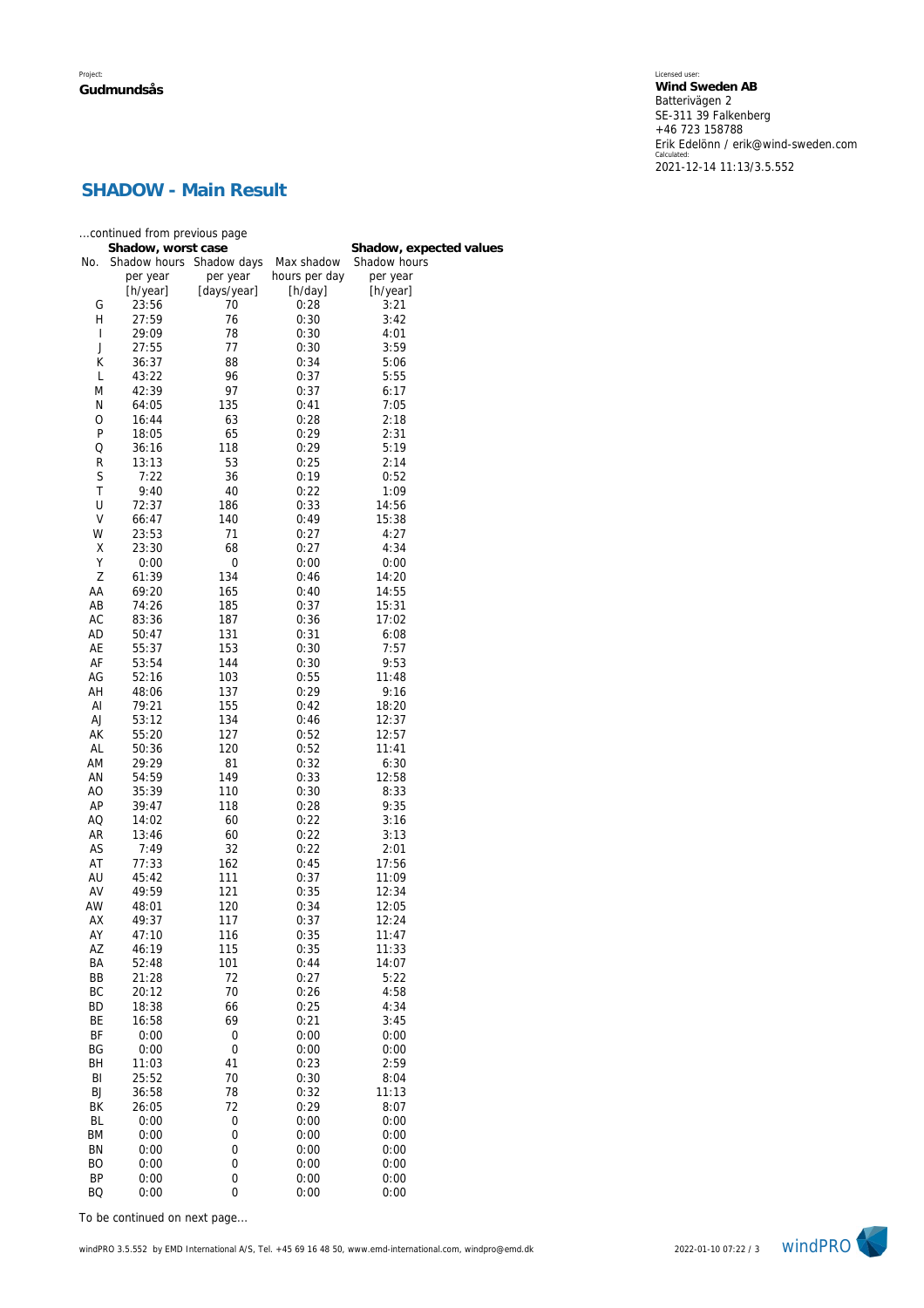Project:
**Gudmundsås**

Licensed user:
**Wind Sweden AB**
Batterivägen 2
SE-311 39 Falkenberg
+46 723 158788
Erik Edelönn / erik@wind-sweden.com
Calculated:
2021-12-14 11:13/3.5.552

## SHADOW - Main Result

...continued from previous page

| | Shadow, worst case | | | Shadow, expected values |
|---|---|---|---|---|
| No. | Shadow hours per year [h/year] | Shadow days per year [days/year] | Max shadow hours per day [h/day] | Shadow hours per year [h/year] |
| G | 23:56 | 70 | 0:28 | 3:21 |
| H | 27:59 | 76 | 0:30 | 3:42 |
| I | 29:09 | 78 | 0:30 | 4:01 |
| J | 27:55 | 77 | 0:30 | 3:59 |
| K | 36:37 | 88 | 0:34 | 5:06 |
| L | 43:22 | 96 | 0:37 | 5:55 |
| M | 42:39 | 97 | 0:37 | 6:17 |
| N | 64:05 | 135 | 0:41 | 7:05 |
| O | 16:44 | 63 | 0:28 | 2:18 |
| P | 18:05 | 65 | 0:29 | 2:31 |
| Q | 36:16 | 118 | 0:29 | 5:19 |
| R | 13:13 | 53 | 0:25 | 2:14 |
| S | 7:22 | 36 | 0:19 | 0:52 |
| T | 9:40 | 40 | 0:22 | 1:09 |
| U | 72:37 | 186 | 0:33 | 14:56 |
| V | 66:47 | 140 | 0:49 | 15:38 |
| W | 23:53 | 71 | 0:27 | 4:27 |
| X | 23:30 | 68 | 0:27 | 4:34 |
| Y | 0:00 | 0 | 0:00 | 0:00 |
| Z | 61:39 | 134 | 0:46 | 14:20 |
| AA | 69:20 | 165 | 0:40 | 14:55 |
| AB | 74:26 | 185 | 0:37 | 15:31 |
| AC | 83:36 | 187 | 0:36 | 17:02 |
| AD | 50:47 | 131 | 0:31 | 6:08 |
| AE | 55:37 | 153 | 0:30 | 7:57 |
| AF | 53:54 | 144 | 0:30 | 9:53 |
| AG | 52:16 | 103 | 0:55 | 11:48 |
| AH | 48:06 | 137 | 0:29 | 9:16 |
| AI | 79:21 | 155 | 0:42 | 18:20 |
| AJ | 53:12 | 134 | 0:46 | 12:37 |
| AK | 55:20 | 127 | 0:52 | 12:57 |
| AL | 50:36 | 120 | 0:52 | 11:41 |
| AM | 29:29 | 81 | 0:32 | 6:30 |
| AN | 54:59 | 149 | 0:33 | 12:58 |
| AO | 35:39 | 110 | 0:30 | 8:33 |
| AP | 39:47 | 118 | 0:28 | 9:35 |
| AQ | 14:02 | 60 | 0:22 | 3:16 |
| AR | 13:46 | 60 | 0:22 | 3:13 |
| AS | 7:49 | 32 | 0:22 | 2:01 |
| AT | 77:33 | 162 | 0:45 | 17:56 |
| AU | 45:42 | 111 | 0:37 | 11:09 |
| AV | 49:59 | 121 | 0:35 | 12:34 |
| AW | 48:01 | 120 | 0:34 | 12:05 |
| AX | 49:37 | 117 | 0:37 | 12:24 |
| AY | 47:10 | 116 | 0:35 | 11:47 |
| AZ | 46:19 | 115 | 0:35 | 11:33 |
| BA | 52:48 | 101 | 0:44 | 14:07 |
| BB | 21:28 | 72 | 0:27 | 5:22 |
| BC | 20:12 | 70 | 0:26 | 4:58 |
| BD | 18:38 | 66 | 0:25 | 4:34 |
| BE | 16:58 | 69 | 0:21 | 3:45 |
| BF | 0:00 | 0 | 0:00 | 0:00 |
| BG | 0:00 | 0 | 0:00 | 0:00 |
| BH | 11:03 | 41 | 0:23 | 2:59 |
| BI | 25:52 | 70 | 0:30 | 8:04 |
| BJ | 36:58 | 78 | 0:32 | 11:13 |
| BK | 26:05 | 72 | 0:29 | 8:07 |
| BL | 0:00 | 0 | 0:00 | 0:00 |
| BM | 0:00 | 0 | 0:00 | 0:00 |
| BN | 0:00 | 0 | 0:00 | 0:00 |
| BO | 0:00 | 0 | 0:00 | 0:00 |
| BP | 0:00 | 0 | 0:00 | 0:00 |
| BQ | 0:00 | 0 | 0:00 | 0:00 |

To be continued on next page...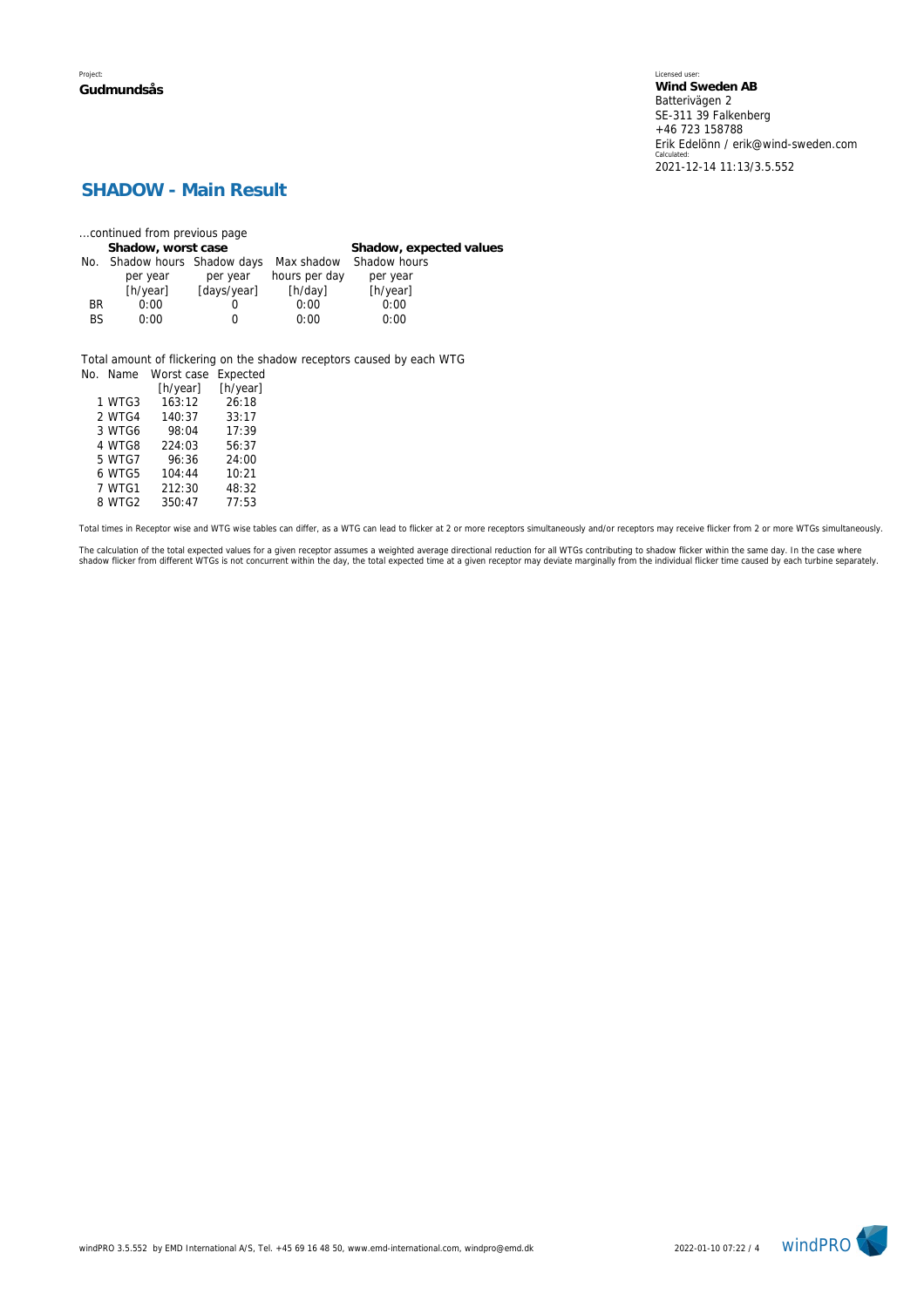## SHADOW - Main Result

...continued from previous page

| | Shadow, worst case | | | Shadow, expected values |
|---|---|---|---|---|
| No. | Shadow hours per year [h/year] | Shadow days per year [days/year] | Max shadow hours per day [h/day] | Shadow hours per year [h/year] |
| BR | 0:00 | 0 | 0:00 | 0:00 |
| BS | 0:00 | 0 | 0:00 | 0:00 |

Total amount of flickering on the shadow receptors caused by each WTG

| No. | Name | Worst case [h/year] | Expected [h/year] |
|---|---|---|---|
| 1 | WTG3 | 163:12 | 26:18 |
| 2 | WTG4 | 140:37 | 33:17 |
| 3 | WTG6 | 98:04 | 17:39 |
| 4 | WTG8 | 224:03 | 56:37 |
| 5 | WTG7 | 96:36 | 24:00 |
| 6 | WTG5 | 104:44 | 10:21 |
| 7 | WTG1 | 212:30 | 48:32 |
| 8 | WTG2 | 350:47 | 77:53 |

Total times in Receptor wise and WTG wise tables can differ, as a WTG can lead to flicker at 2 or more receptors simultaneously and/or receptors may receive flicker from 2 or more WTGs simultaneously.

The calculation of the total expected values for a given receptor assumes a weighted average directional reduction for all WTGs contributing to shadow flicker within the same day. In the case where shadow flicker from different WTGs is not concurrent within the day, the total expected time at a given receptor may deviate marginally from the individual flicker time caused by each turbine separately.